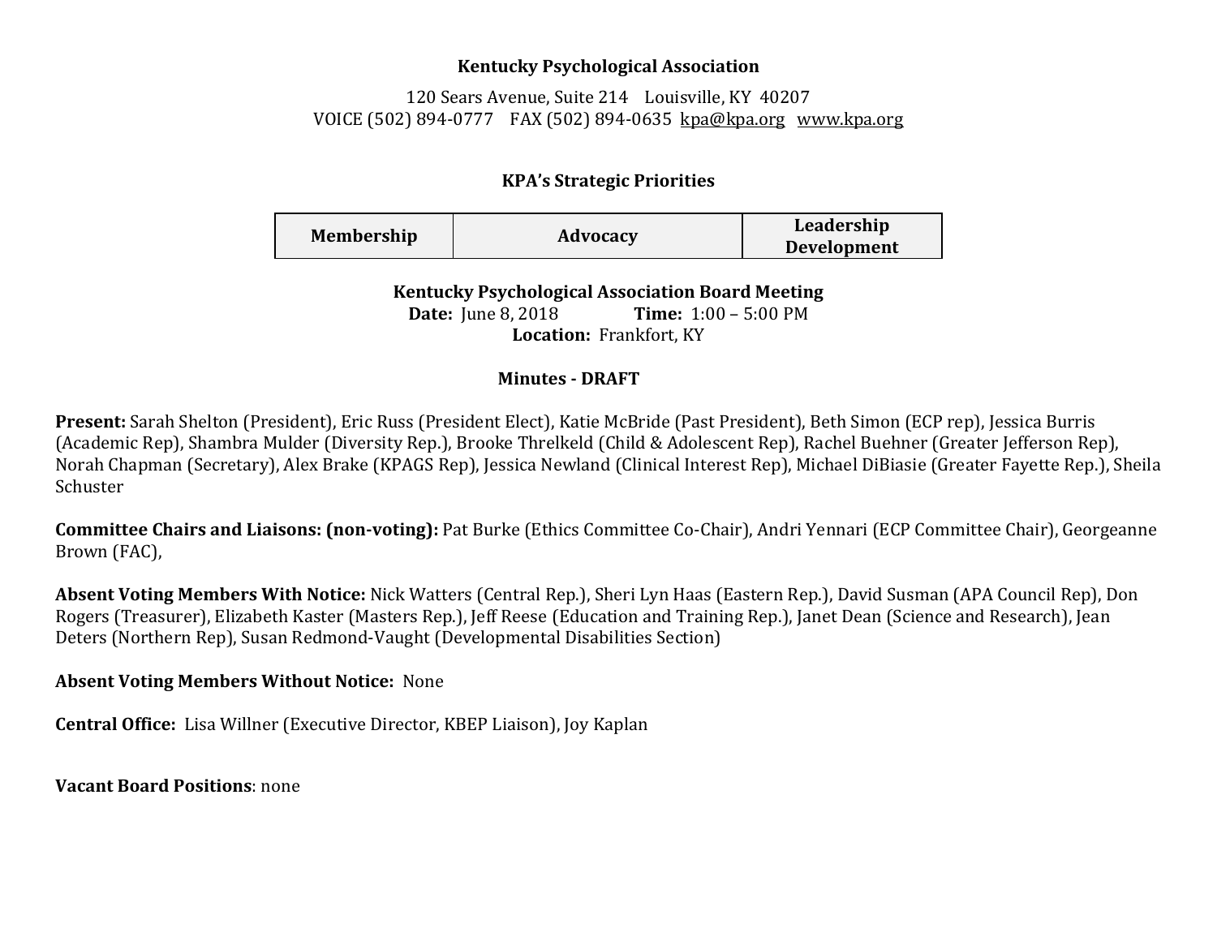**Kentucky Psychological Association**

120 Sears Avenue, Suite 214  Louisville, KY 40207
VOICE (502) 894-0777  FAX (502) 894-0635 kpa@kpa.org www.kpa.org

**KPA's Strategic Priorities**

| Membership | Advocacy | Leadership Development |
|---|---|---|

**Kentucky Psychological Association Board Meeting**
**Date:** June 8, 2018   **Time:** 1:00 – 5:00 PM
**Location:** Frankfort, KY

**Minutes - DRAFT**

**Present:** Sarah Shelton (President), Eric Russ (President Elect), Katie McBride (Past President), Beth Simon (ECP rep), Jessica Burris (Academic Rep), Shambra Mulder (Diversity Rep.), Brooke Threlkeld (Child & Adolescent Rep), Rachel Buehner (Greater Jefferson Rep), Norah Chapman (Secretary), Alex Brake (KPAGS Rep), Jessica Newland (Clinical Interest Rep), Michael DiBiasie (Greater Fayette Rep.), Sheila Schuster

**Committee Chairs and Liaisons: (non-voting):** Pat Burke (Ethics Committee Co-Chair), Andri Yennari (ECP Committee Chair), Georgeanne Brown (FAC),

**Absent Voting Members With Notice:** Nick Watters (Central Rep.), Sheri Lyn Haas (Eastern Rep.), David Susman (APA Council Rep), Don Rogers (Treasurer), Elizabeth Kaster (Masters Rep.), Jeff Reese (Education and Training Rep.), Janet Dean (Science and Research), Jean Deters (Northern Rep), Susan Redmond-Vaught (Developmental Disabilities Section)

**Absent Voting Members Without Notice:** None

**Central Office:** Lisa Willner (Executive Director, KBEP Liaison), Joy Kaplan

**Vacant Board Positions**: none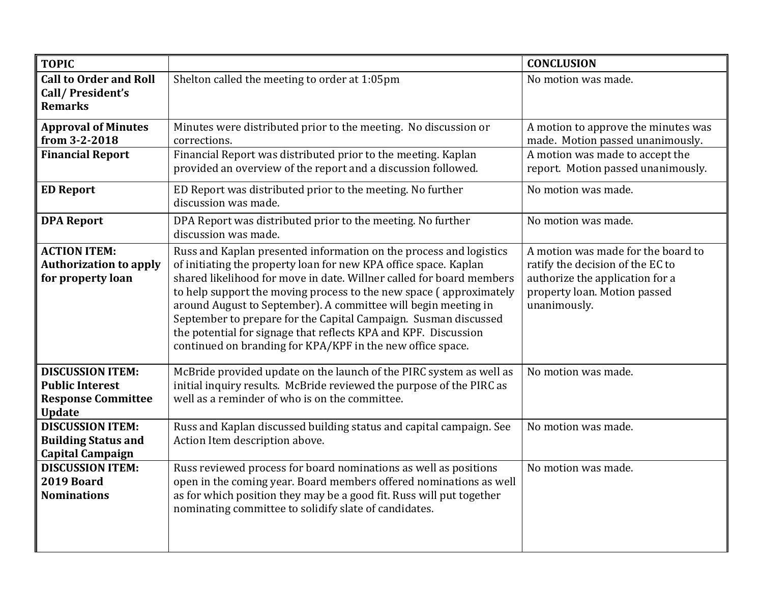| TOPIC | | CONCLUSION |
|---|---|---|
| **Call to Order and Roll Call/ President's Remarks** | Shelton called the meeting to order at 1:05pm | No motion was made. |
| **Approval of Minutes from 3-2-2018** | Minutes were distributed prior to the meeting. No discussion or corrections. | A motion to approve the minutes was made. Motion passed unanimously. |
| **Financial Report** | Financial Report was distributed prior to the meeting. Kaplan provided an overview of the report and a discussion followed. | A motion was made to accept the report. Motion passed unanimously. |
| **ED Report** | ED Report was distributed prior to the meeting. No further discussion was made. | No motion was made. |
| **DPA Report** | DPA Report was distributed prior to the meeting. No further discussion was made. | No motion was made. |
| **ACTION ITEM: Authorization to apply for property loan** | Russ and Kaplan presented information on the process and logistics of initiating the property loan for new KPA office space. Kaplan shared likelihood for move in date. Willner called for board members to help support the moving process to the new space ( approximately around August to September). A committee will begin meeting in September to prepare for the Capital Campaign. Susman discussed the potential for signage that reflects KPA and KPF. Discussion continued on branding for KPA/KPF in the new office space. | A motion was made for the board to ratify the decision of the EC to authorize the application for a property loan. Motion passed unanimously. |
| **DISCUSSION ITEM: Public Interest Response Committee Update** | McBride provided update on the launch of the PIRC system as well as initial inquiry results. McBride reviewed the purpose of the PIRC as well as a reminder of who is on the committee. | No motion was made. |
| **DISCUSSION ITEM: Building Status and Capital Campaign** | Russ and Kaplan discussed building status and capital campaign. See Action Item description above. | No motion was made. |
| **DISCUSSION ITEM: 2019 Board Nominations** | Russ reviewed process for board nominations as well as positions open in the coming year. Board members offered nominations as well as for which position they may be a good fit. Russ will put together nominating committee to solidify slate of candidates. | No motion was made. |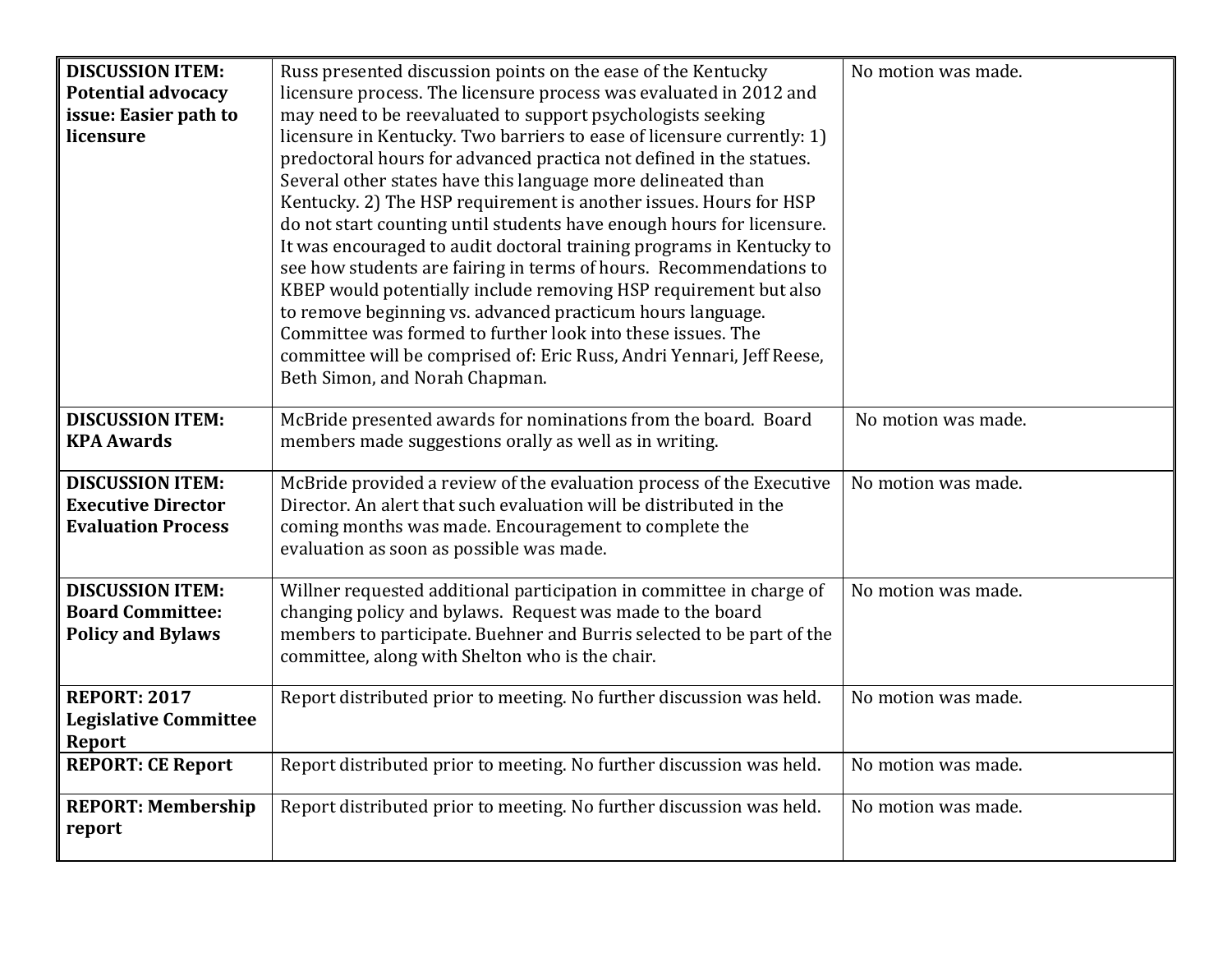| | | |
|---|---|---|
| **DISCUSSION ITEM: Potential advocacy issue: Easier path to licensure** | Russ presented discussion points on the ease of the Kentucky licensure process. The licensure process was evaluated in 2012 and may need to be reevaluated to support psychologists seeking licensure in Kentucky. Two barriers to ease of licensure currently: 1) predoctoral hours for advanced practica not defined in the statues. Several other states have this language more delineated than Kentucky. 2) The HSP requirement is another issues. Hours for HSP do not start counting until students have enough hours for licensure. It was encouraged to audit doctoral training programs in Kentucky to see how students are fairing in terms of hours. Recommendations to KBEP would potentially include removing HSP requirement but also to remove beginning vs. advanced practicum hours language. Committee was formed to further look into these issues. The committee will be comprised of: Eric Russ, Andri Yennari, Jeff Reese, Beth Simon, and Norah Chapman. | No motion was made. |
| **DISCUSSION ITEM: KPA Awards** | McBride presented awards for nominations from the board. Board members made suggestions orally as well as in writing. | No motion was made. |
| **DISCUSSION ITEM: Executive Director Evaluation Process** | McBride provided a review of the evaluation process of the Executive Director. An alert that such evaluation will be distributed in the coming months was made. Encouragement to complete the evaluation as soon as possible was made. | No motion was made. |
| **DISCUSSION ITEM: Board Committee: Policy and Bylaws** | Willner requested additional participation in committee in charge of changing policy and bylaws. Request was made to the board members to participate. Buehner and Burris selected to be part of the committee, along with Shelton who is the chair. | No motion was made. |
| **REPORT: 2017 Legislative Committee Report** | Report distributed prior to meeting. No further discussion was held. | No motion was made. |
| **REPORT: CE Report** | Report distributed prior to meeting. No further discussion was held. | No motion was made. |
| **REPORT: Membership report** | Report distributed prior to meeting. No further discussion was held. | No motion was made. |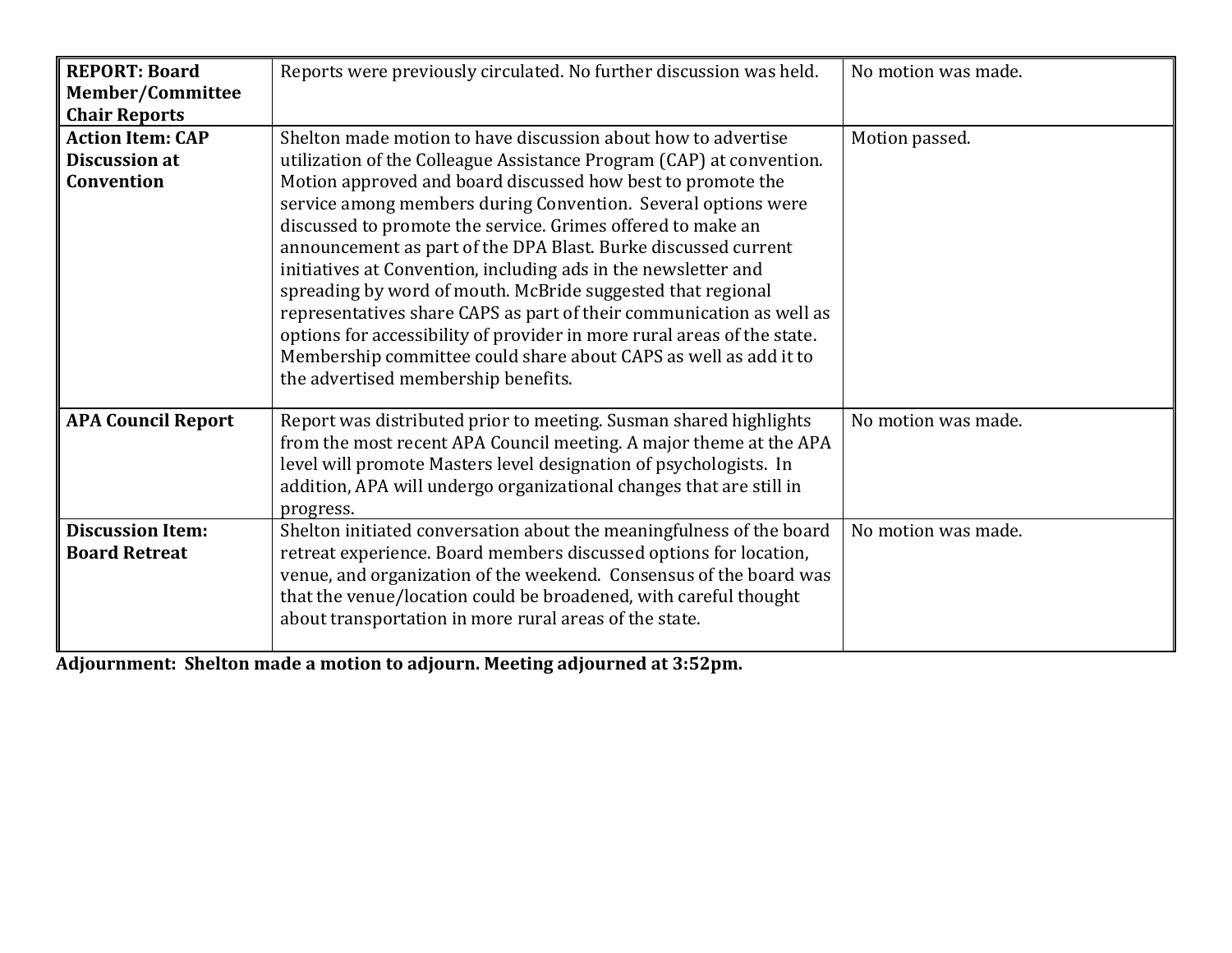| | | |
|---|---|---|
| **REPORT: Board Member/Committee Chair Reports** | Reports were previously circulated. No further discussion was held. | No motion was made. |
| **Action Item: CAP Discussion at Convention** | Shelton made motion to have discussion about how to advertise utilization of the Colleague Assistance Program (CAP) at convention. Motion approved and board discussed how best to promote the service among members during Convention. Several options were discussed to promote the service. Grimes offered to make an announcement as part of the DPA Blast. Burke discussed current initiatives at Convention, including ads in the newsletter and spreading by word of mouth. McBride suggested that regional representatives share CAPS as part of their communication as well as options for accessibility of provider in more rural areas of the state. Membership committee could share about CAPS as well as add it to the advertised membership benefits. | Motion passed. |
| **APA Council Report** | Report was distributed prior to meeting. Susman shared highlights from the most recent APA Council meeting. A major theme at the APA level will promote Masters level designation of psychologists. In addition, APA will undergo organizational changes that are still in progress. | No motion was made. |
| **Discussion Item: Board Retreat** | Shelton initiated conversation about the meaningfulness of the board retreat experience. Board members discussed options for location, venue, and organization of the weekend. Consensus of the board was that the venue/location could be broadened, with careful thought about transportation in more rural areas of the state. | No motion was made. |

**Adjournment: Shelton made a motion to adjourn. Meeting adjourned at 3:52pm.**